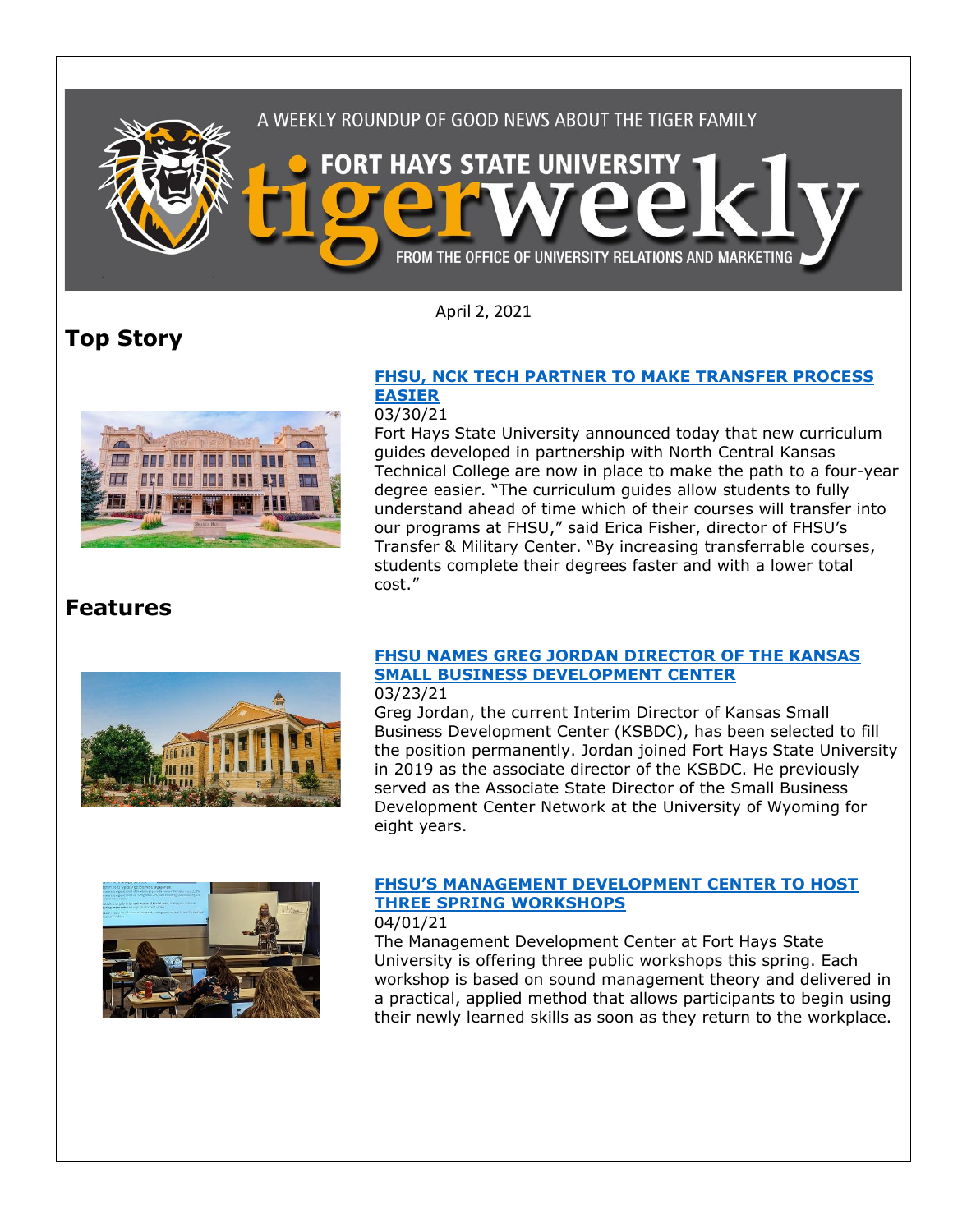A WEEKLY ROUNDUP OF GOOD NEWS ABOUT THE TIGER FAMILY

# FORT HAYS STATE UNIVERSITY tigerweekly

FROM THE OFFICE OF UNIVERSITY RELATIONS AND MARKETING

April 2, 2021

## Top Story

### [FHSU, NCK TECH PARTNER TO MAKE TRANSFER PROCESS EASIER]

03/30/21

Fort Hays State University announced today that new curriculum guides developed in partnership with North Central Kansas Technical College are now in place to make the path to a four-year degree easier. "The curriculum guides allow students to fully understand ahead of time which of their courses will transfer into our programs at FHSU," said Erica Fisher, director of FHSU's Transfer & Military Center. "By increasing transferrable courses, students complete their degrees faster and with a lower total cost."

## Features

### [FHSU NAMES GREG JORDAN DIRECTOR OF THE KANSAS SMALL BUSINESS DEVELOPMENT CENTER]

03/23/21

Greg Jordan, the current Interim Director of Kansas Small Business Development Center (KSBDC), has been selected to fill the position permanently. Jordan joined Fort Hays State University in 2019 as the associate director of the KSBDC. He previously served as the Associate State Director of the Small Business Development Center Network at the University of Wyoming for eight years.

### [FHSU'S MANAGEMENT DEVELOPMENT CENTER TO HOST THREE SPRING WORKSHOPS]

04/01/21

The Management Development Center at Fort Hays State University is offering three public workshops this spring. Each workshop is based on sound management theory and delivered in a practical, applied method that allows participants to begin using their newly learned skills as soon as they return to the workplace.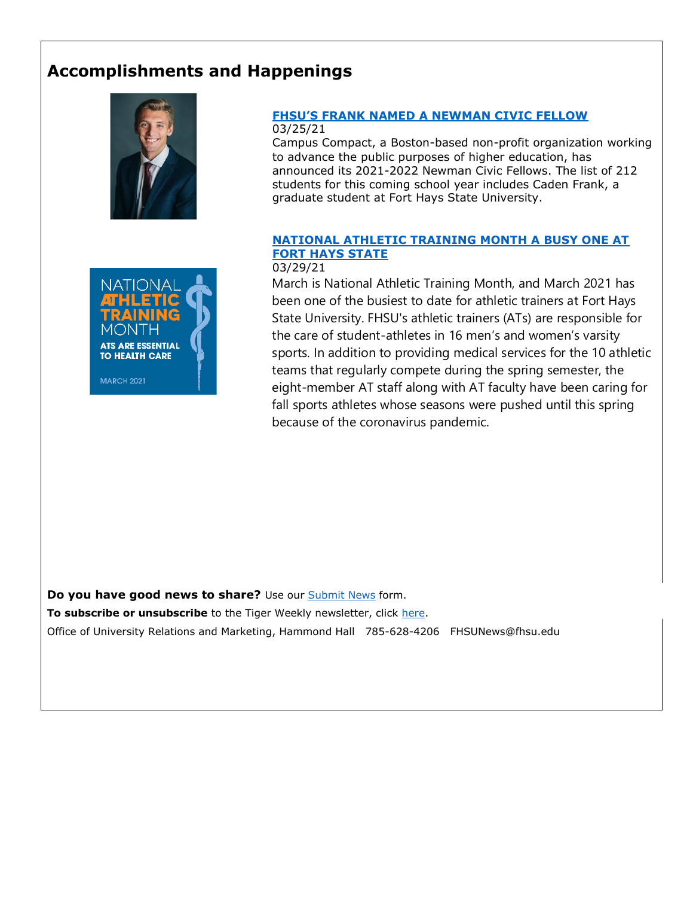## Accomplishments and Happenings

**[FHSU'S FRANK NAMED A NEWMAN CIVIC FELLOW](#)**
03/25/21
Campus Compact, a Boston-based non-profit organization working to advance the public purposes of higher education, has announced its 2021-2022 Newman Civic Fellows. The list of 212 students for this coming school year includes Caden Frank, a graduate student at Fort Hays State University.

**[NATIONAL ATHLETIC TRAINING MONTH A BUSY ONE AT FORT HAYS STATE](#)**
03/29/21
March is National Athletic Training Month, and March 2021 has been one of the busiest to date for athletic trainers at Fort Hays State University. FHSU's athletic trainers (ATs) are responsible for the care of student-athletes in 16 men's and women's varsity sports. In addition to providing medical services for the 10 athletic teams that regularly compete during the spring semester, the eight-member AT staff along with AT faculty have been caring for fall sports athletes whose seasons were pushed until this spring because of the coronavirus pandemic.

**Do you have good news to share?** Use our Submit News form.

**To subscribe or unsubscribe** to the Tiger Weekly newsletter, click here.

Office of University Relations and Marketing, Hammond Hall 785-628-4206 FHSUNews@fhsu.edu